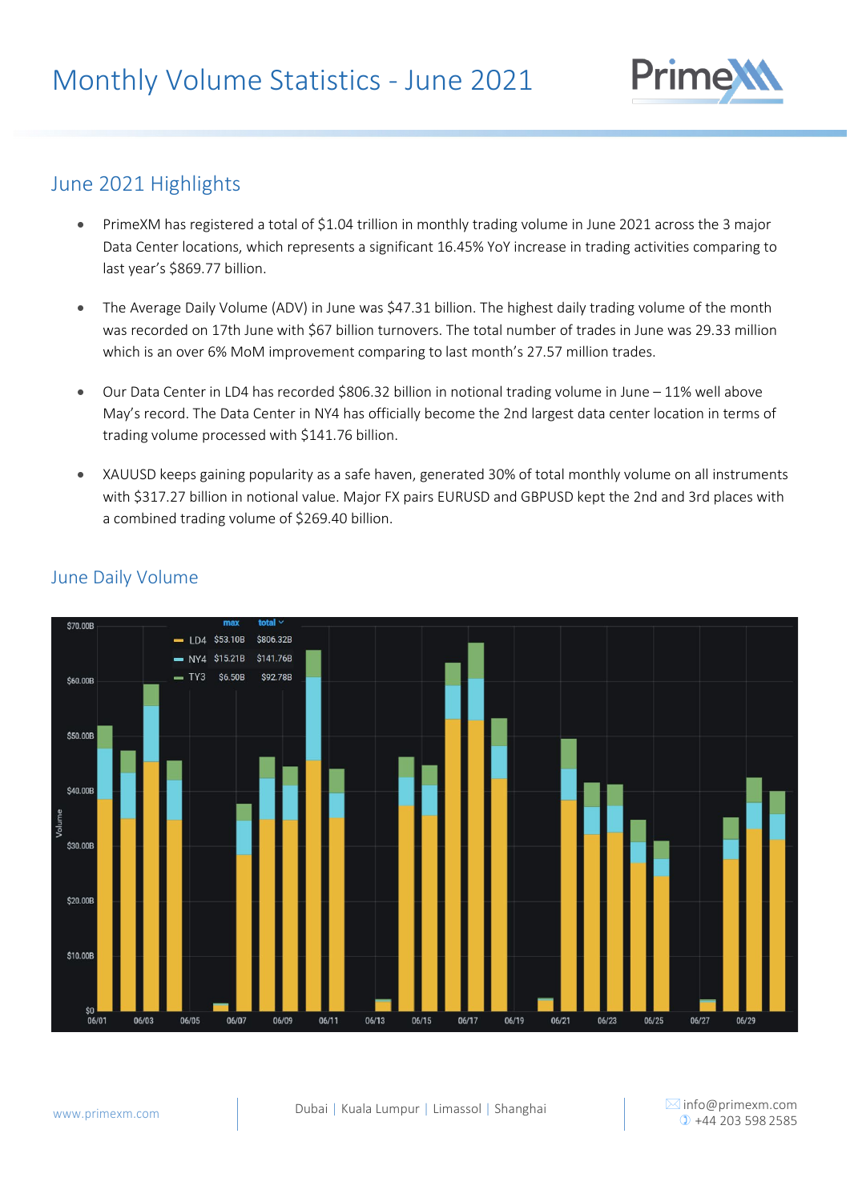# Monthly Volume Statistics - June 2021

## June 2021 Highlights

- PrimeXM has registered a total of $1.04 trillion in monthly trading volume in June 2021 across the 3 major Data Center locations, which represents a significant 16.45% YoY increase in trading activities comparing to last year's $869.77 billion.
- The Average Daily Volume (ADV) in June was $47.31 billion. The highest daily trading volume of the month was recorded on 17th June with $67 billion turnovers. The total number of trades in June was 29.33 million which is an over 6% MoM improvement comparing to last month's 27.57 million trades.
- Our Data Center in LD4 has recorded $806.32 billion in notional trading volume in June – 11% well above May's record. The Data Center in NY4 has officially become the 2nd largest data center location in terms of trading volume processed with $141.76 billion.
- XAUUSD keeps gaining popularity as a safe haven, generated 30% of total monthly volume on all instruments with $317.27 billion in notional value. Major FX pairs EURUSD and GBPUSD kept the 2nd and 3rd places with a combined trading volume of $269.40 billion.

## June Daily Volume

| | max | total |
|---|---|---|
| LD4 | $53.10B | $806.32B |
| NY4 | $15.21B | $141.76B |
| TY3 | $6.50B | $92.78B |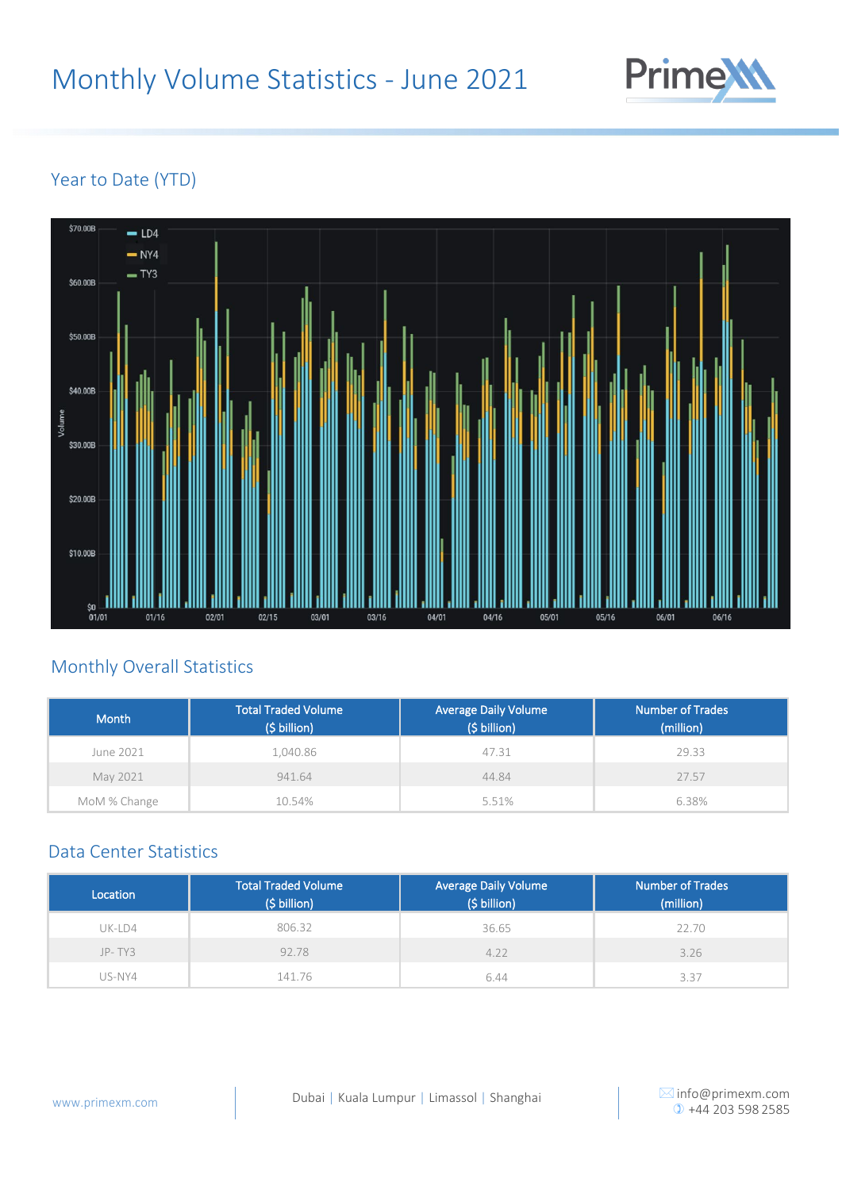# Monthly Volume Statistics - June 2021

## Year to Date (YTD)

## Monthly Overall Statistics

| Month | Total Traded Volume ($ billion) | Average Daily Volume ($ billion) | Number of Trades (million) |
|---|---|---|---|
| June 2021 | 1,040.86 | 47.31 | 29.33 |
| May 2021 | 941.64 | 44.84 | 27.57 |
| MoM % Change | 10.54% | 5.51% | 6.38% |

## Data Center Statistics

| Location | Total Traded Volume ($ billion) | Average Daily Volume ($ billion) | Number of Trades (million) |
|---|---|---|---|
| UK-LD4 | 806.32 | 36.65 | 22.70 |
| JP- TY3 | 92.78 | 4.22 | 3.26 |
| US-NY4 | 141.76 | 6.44 | 3.37 |

www.primexm.com

Dubai | Kuala Lumpur | Limassol | Shanghai

info@primexm.com
+44 203 598 2585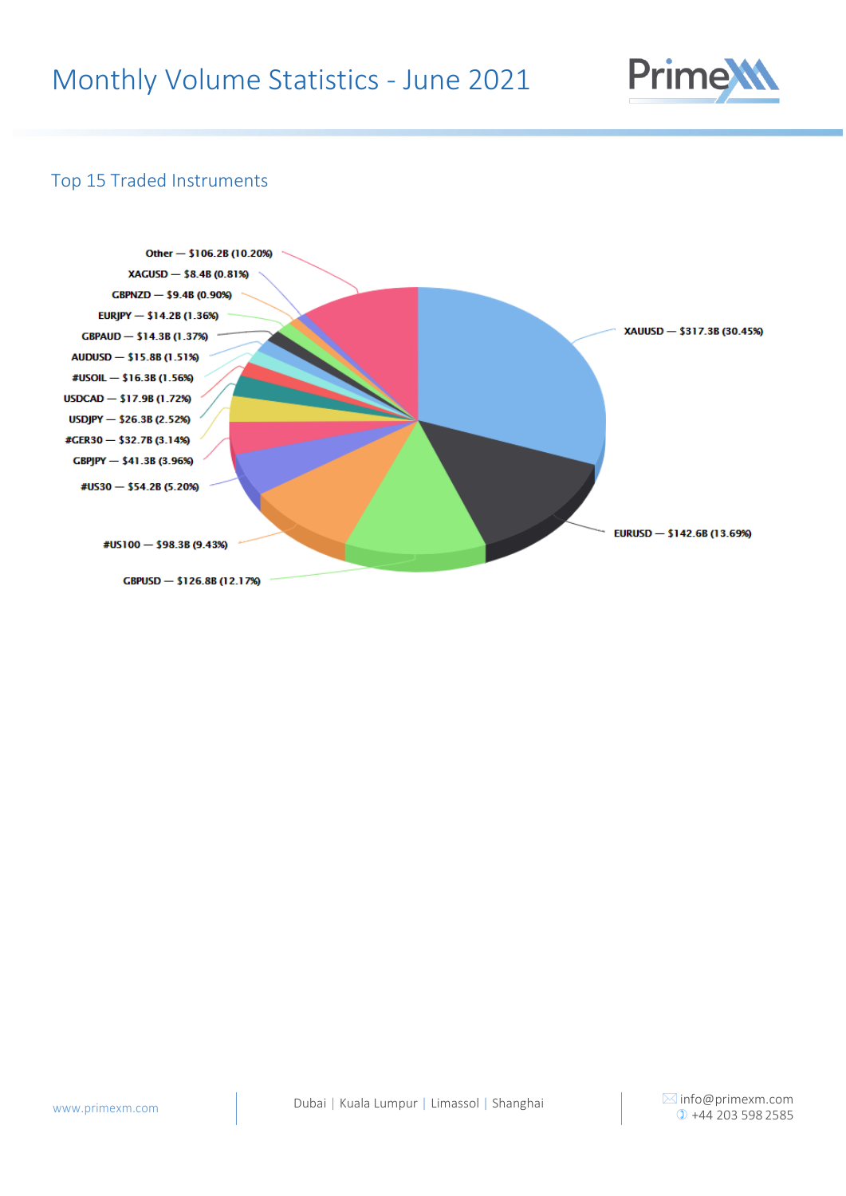# Monthly Volume Statistics - June 2021

## Top 15 Traded Instruments

Other — $106.2B (10.20%)

XAGUSD — $8.4B (0.81%)

GBPNZD — $9.4B (0.90%)

EURJPY — $14.2B (1.36%)

GBPAUD — $14.3B (1.37%)

AUDUSD — $15.8B (1.51%)

#USOIL — $16.3B (1.56%)

USDCAD — $17.9B (1.72%)

USDJPY — $26.3B (2.52%)

#GER30 — $32.7B (3.14%)

GBPJPY — $41.3B (3.96%)

#US30 — $54.2B (5.20%)

#US100 — $98.3B (9.43%)

GBPUSD — $126.8B (12.17%)

EURUSD — $142.6B (13.69%)

XAUUSD — $317.3B (30.45%)

www.primexm.com

Dubai | Kuala Lumpur | Limassol | Shanghai

info@primexm.com

+44 203 598 2585